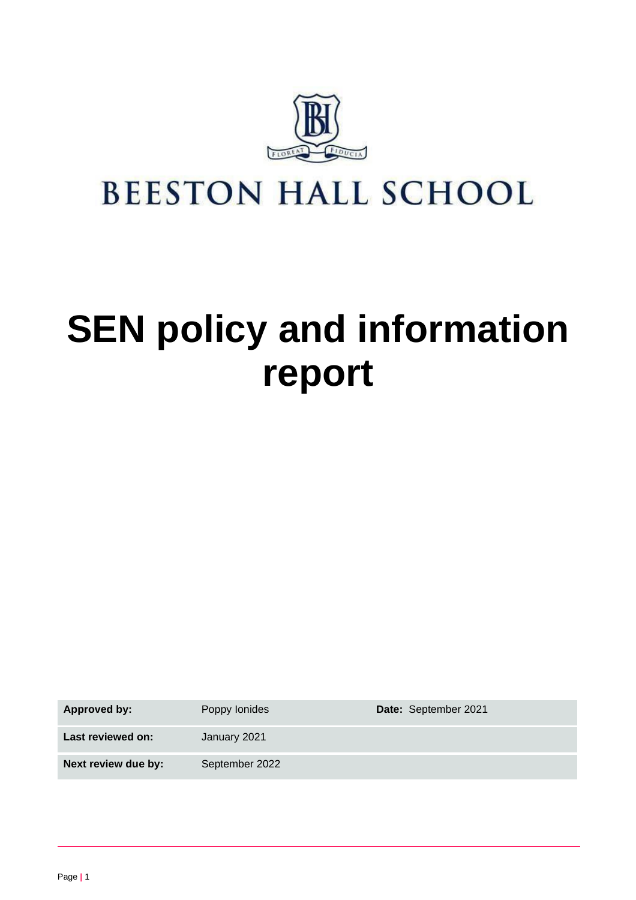# BEESTON HALL SCHOOL

# SEN policy and information report

| Approved by: | Poppy Ionides | Date: September 2021 |
|---|---|---|
| Last reviewed on: | January 2021 | |
| Next review due by: | September 2022 | |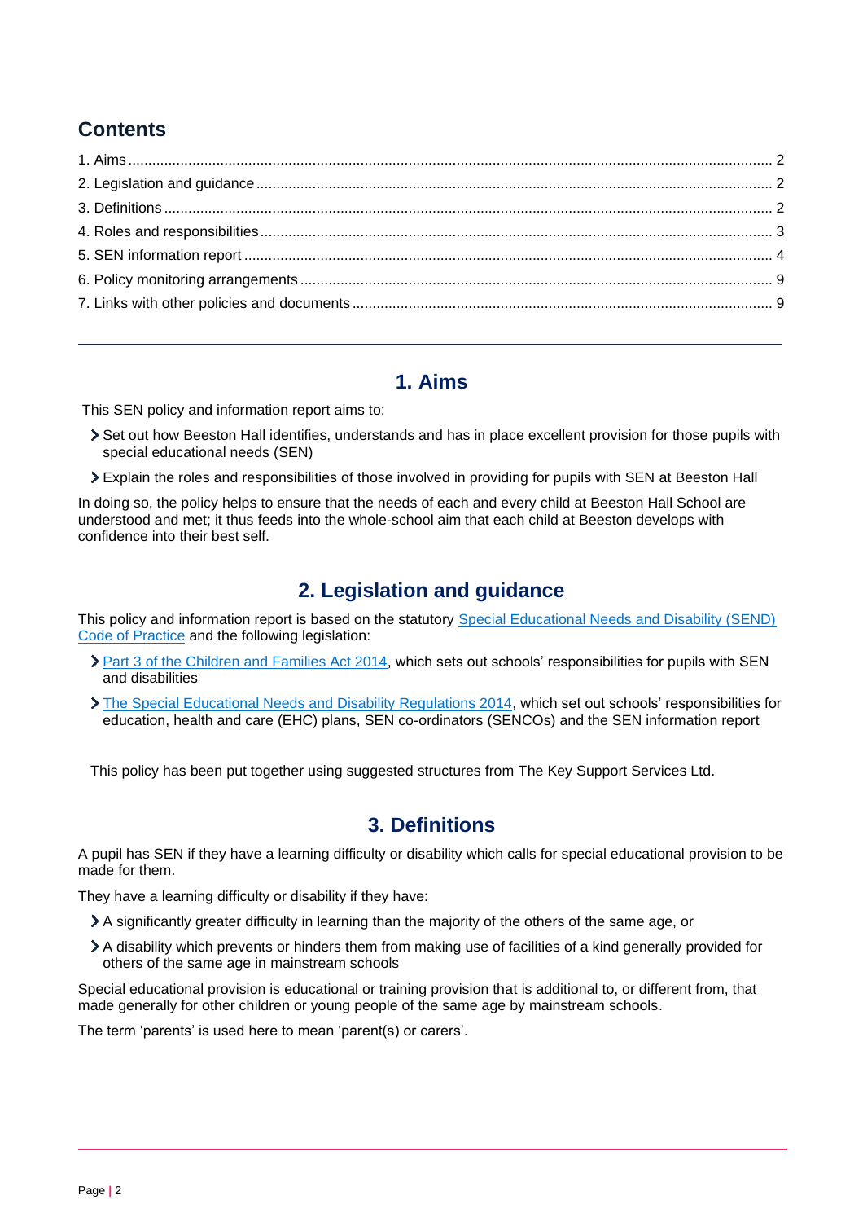## Contents

1. Aims ........ 2
2. Legislation and guidance ........ 2
3. Definitions ........ 2
4. Roles and responsibilities ........ 3
5. SEN information report ........ 4
6. Policy monitoring arrangements ........ 9
7. Links with other policies and documents ........ 9

---

## 1. Aims

This SEN policy and information report aims to:

- Set out how Beeston Hall identifies, understands and has in place excellent provision for those pupils with special educational needs (SEN)
- Explain the roles and responsibilities of those involved in providing for pupils with SEN at Beeston Hall

In doing so, the policy helps to ensure that the needs of each and every child at Beeston Hall School are understood and met; it thus feeds into the whole-school aim that each child at Beeston develops with confidence into their best self.

## 2. Legislation and guidance

This policy and information report is based on the statutory Special Educational Needs and Disability (SEND) Code of Practice and the following legislation:

- Part 3 of the Children and Families Act 2014, which sets out schools' responsibilities for pupils with SEN and disabilities
- The Special Educational Needs and Disability Regulations 2014, which set out schools' responsibilities for education, health and care (EHC) plans, SEN co-ordinators (SENCOs) and the SEN information report

This policy has been put together using suggested structures from The Key Support Services Ltd.

## 3. Definitions

A pupil has SEN if they have a learning difficulty or disability which calls for special educational provision to be made for them.

They have a learning difficulty or disability if they have:

- A significantly greater difficulty in learning than the majority of the others of the same age, or
- A disability which prevents or hinders them from making use of facilities of a kind generally provided for others of the same age in mainstream schools

Special educational provision is educational or training provision that is additional to, or different from, that made generally for other children or young people of the same age by mainstream schools.

The term 'parents' is used here to mean 'parent(s) or carers'.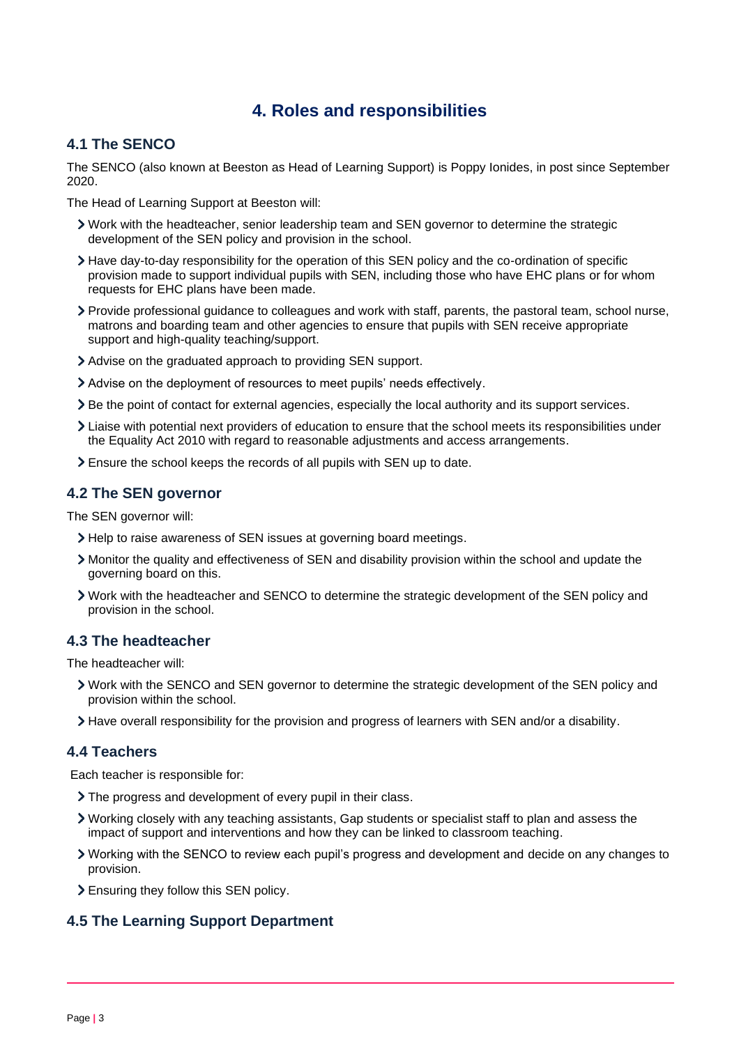# 4. Roles and responsibilities

## 4.1 The SENCO

The SENCO (also known at Beeston as Head of Learning Support) is Poppy Ionides, in post since September 2020.

The Head of Learning Support at Beeston will:

- Work with the headteacher, senior leadership team and SEN governor to determine the strategic development of the SEN policy and provision in the school.
- Have day-to-day responsibility for the operation of this SEN policy and the co-ordination of specific provision made to support individual pupils with SEN, including those who have EHC plans or for whom requests for EHC plans have been made.
- Provide professional guidance to colleagues and work with staff, parents, the pastoral team, school nurse, matrons and boarding team and other agencies to ensure that pupils with SEN receive appropriate support and high-quality teaching/support.
- Advise on the graduated approach to providing SEN support.
- Advise on the deployment of resources to meet pupils' needs effectively.
- Be the point of contact for external agencies, especially the local authority and its support services.
- Liaise with potential next providers of education to ensure that the school meets its responsibilities under the Equality Act 2010 with regard to reasonable adjustments and access arrangements.
- Ensure the school keeps the records of all pupils with SEN up to date.

## 4.2 The SEN governor

The SEN governor will:

- Help to raise awareness of SEN issues at governing board meetings.
- Monitor the quality and effectiveness of SEN and disability provision within the school and update the governing board on this.
- Work with the headteacher and SENCO to determine the strategic development of the SEN policy and provision in the school.

## 4.3 The headteacher

The headteacher will:

- Work with the SENCO and SEN governor to determine the strategic development of the SEN policy and provision within the school.
- Have overall responsibility for the provision and progress of learners with SEN and/or a disability.

## 4.4 Teachers

Each teacher is responsible for:

- The progress and development of every pupil in their class.
- Working closely with any teaching assistants, Gap students or specialist staff to plan and assess the impact of support and interventions and how they can be linked to classroom teaching.
- Working with the SENCO to review each pupil's progress and development and decide on any changes to provision.
- Ensuring they follow this SEN policy.

## 4.5 The Learning Support Department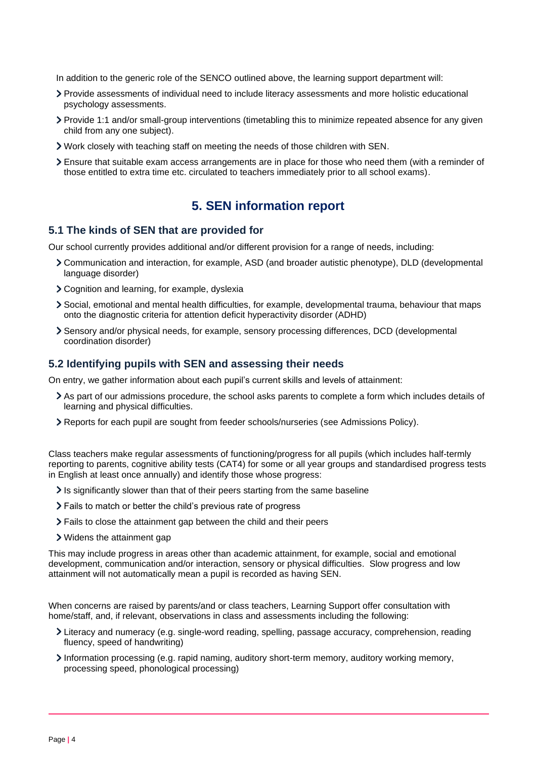In addition to the generic role of the SENCO outlined above, the learning support department will:

- Provide assessments of individual need to include literacy assessments and more holistic educational psychology assessments.
- Provide 1:1 and/or small-group interventions (timetabling this to minimize repeated absence for any given child from any one subject).
- Work closely with teaching staff on meeting the needs of those children with SEN.
- Ensure that suitable exam access arrangements are in place for those who need them (with a reminder of those entitled to extra time etc. circulated to teachers immediately prior to all school exams).

## 5. SEN information report

### 5.1 The kinds of SEN that are provided for

Our school currently provides additional and/or different provision for a range of needs, including:

- Communication and interaction, for example, ASD (and broader autistic phenotype), DLD (developmental language disorder)
- Cognition and learning, for example, dyslexia
- Social, emotional and mental health difficulties, for example, developmental trauma, behaviour that maps onto the diagnostic criteria for attention deficit hyperactivity disorder (ADHD)
- Sensory and/or physical needs, for example, sensory processing differences, DCD (developmental coordination disorder)

### 5.2 Identifying pupils with SEN and assessing their needs

On entry, we gather information about each pupil's current skills and levels of attainment:

- As part of our admissions procedure, the school asks parents to complete a form which includes details of learning and physical difficulties.
- Reports for each pupil are sought from feeder schools/nurseries (see Admissions Policy).

Class teachers make regular assessments of functioning/progress for all pupils (which includes half-termly reporting to parents, cognitive ability tests (CAT4) for some or all year groups and standardised progress tests in English at least once annually) and identify those whose progress:

- Is significantly slower than that of their peers starting from the same baseline
- Fails to match or better the child's previous rate of progress
- Fails to close the attainment gap between the child and their peers
- Widens the attainment gap

This may include progress in areas other than academic attainment, for example, social and emotional development, communication and/or interaction, sensory or physical difficulties. Slow progress and low attainment will not automatically mean a pupil is recorded as having SEN.

When concerns are raised by parents/and or class teachers, Learning Support offer consultation with home/staff, and, if relevant, observations in class and assessments including the following:

- Literacy and numeracy (e.g. single-word reading, spelling, passage accuracy, comprehension, reading fluency, speed of handwriting)
- Information processing (e.g. rapid naming, auditory short-term memory, auditory working memory, processing speed, phonological processing)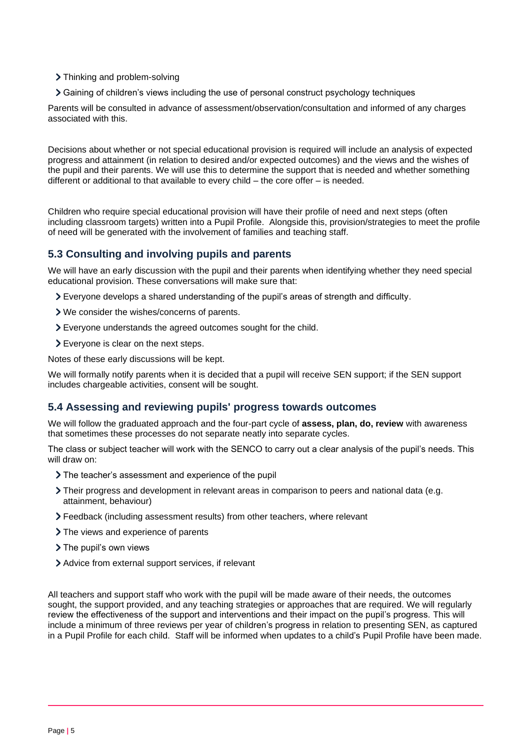- Thinking and problem-solving
- Gaining of children's views including the use of personal construct psychology techniques

Parents will be consulted in advance of assessment/observation/consultation and informed of any charges associated with this.

Decisions about whether or not special educational provision is required will include an analysis of expected progress and attainment (in relation to desired and/or expected outcomes) and the views and the wishes of the pupil and their parents. We will use this to determine the support that is needed and whether something different or additional to that available to every child – the core offer – is needed.

Children who require special educational provision will have their profile of need and next steps (often including classroom targets) written into a Pupil Profile. Alongside this, provision/strategies to meet the profile of need will be generated with the involvement of families and teaching staff.

## 5.3 Consulting and involving pupils and parents

We will have an early discussion with the pupil and their parents when identifying whether they need special educational provision. These conversations will make sure that:

- Everyone develops a shared understanding of the pupil's areas of strength and difficulty.
- We consider the wishes/concerns of parents.
- Everyone understands the agreed outcomes sought for the child.
- Everyone is clear on the next steps.

Notes of these early discussions will be kept.

We will formally notify parents when it is decided that a pupil will receive SEN support; if the SEN support includes chargeable activities, consent will be sought.

## 5.4 Assessing and reviewing pupils' progress towards outcomes

We will follow the graduated approach and the four-part cycle of **assess, plan, do, review** with awareness that sometimes these processes do not separate neatly into separate cycles.

The class or subject teacher will work with the SENCO to carry out a clear analysis of the pupil's needs. This will draw on:

- The teacher's assessment and experience of the pupil
- Their progress and development in relevant areas in comparison to peers and national data (e.g. attainment, behaviour)
- Feedback (including assessment results) from other teachers, where relevant
- The views and experience of parents
- The pupil's own views
- Advice from external support services, if relevant

All teachers and support staff who work with the pupil will be made aware of their needs, the outcomes sought, the support provided, and any teaching strategies or approaches that are required. We will regularly review the effectiveness of the support and interventions and their impact on the pupil's progress. This will include a minimum of three reviews per year of children's progress in relation to presenting SEN, as captured in a Pupil Profile for each child. Staff will be informed when updates to a child's Pupil Profile have been made.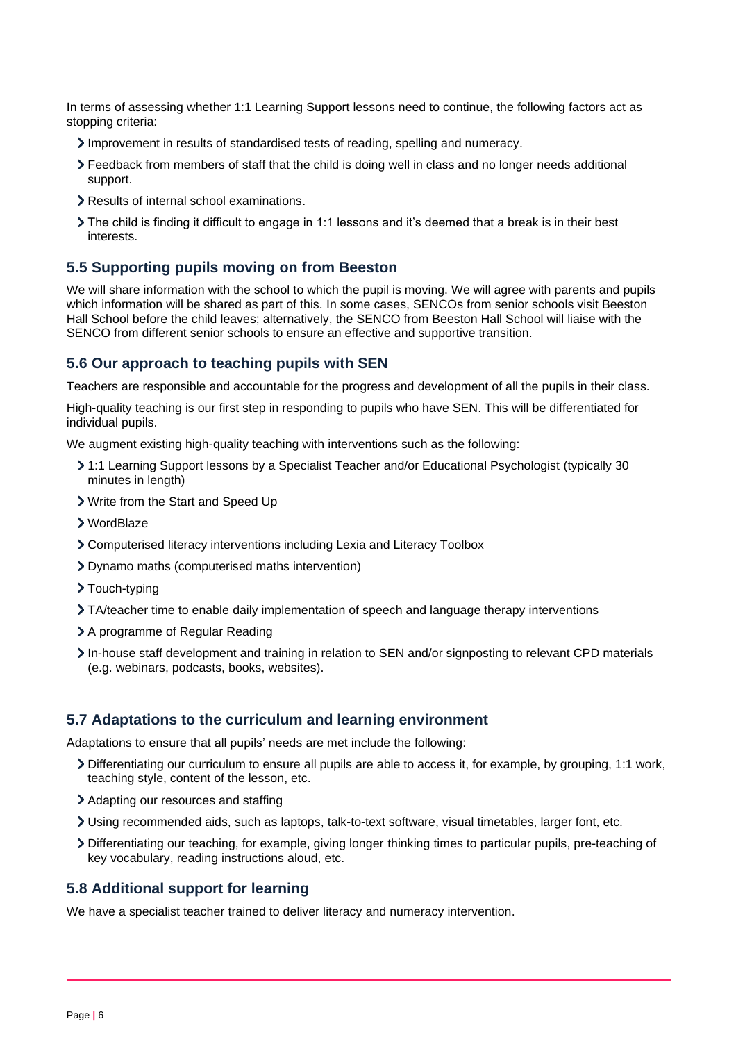In terms of assessing whether 1:1 Learning Support lessons need to continue, the following factors act as stopping criteria:

- Improvement in results of standardised tests of reading, spelling and numeracy.
- Feedback from members of staff that the child is doing well in class and no longer needs additional support.
- Results of internal school examinations.
- The child is finding it difficult to engage in 1:1 lessons and it's deemed that a break is in their best interests.

## 5.5 Supporting pupils moving on from Beeston

We will share information with the school to which the pupil is moving. We will agree with parents and pupils which information will be shared as part of this. In some cases, SENCOs from senior schools visit Beeston Hall School before the child leaves; alternatively, the SENCO from Beeston Hall School will liaise with the SENCO from different senior schools to ensure an effective and supportive transition.

## 5.6 Our approach to teaching pupils with SEN

Teachers are responsible and accountable for the progress and development of all the pupils in their class.

High-quality teaching is our first step in responding to pupils who have SEN. This will be differentiated for individual pupils.

We augment existing high-quality teaching with interventions such as the following:

- 1:1 Learning Support lessons by a Specialist Teacher and/or Educational Psychologist (typically 30 minutes in length)
- Write from the Start and Speed Up
- WordBlaze
- Computerised literacy interventions including Lexia and Literacy Toolbox
- Dynamo maths (computerised maths intervention)
- Touch-typing
- TA/teacher time to enable daily implementation of speech and language therapy interventions
- A programme of Regular Reading
- In-house staff development and training in relation to SEN and/or signposting to relevant CPD materials (e.g. webinars, podcasts, books, websites).

## 5.7 Adaptations to the curriculum and learning environment

Adaptations to ensure that all pupils' needs are met include the following:

- Differentiating our curriculum to ensure all pupils are able to access it, for example, by grouping, 1:1 work, teaching style, content of the lesson, etc.
- Adapting our resources and staffing
- Using recommended aids, such as laptops, talk-to-text software, visual timetables, larger font, etc.
- Differentiating our teaching, for example, giving longer thinking times to particular pupils, pre-teaching of key vocabulary, reading instructions aloud, etc.

## 5.8 Additional support for learning

We have a specialist teacher trained to deliver literacy and numeracy intervention.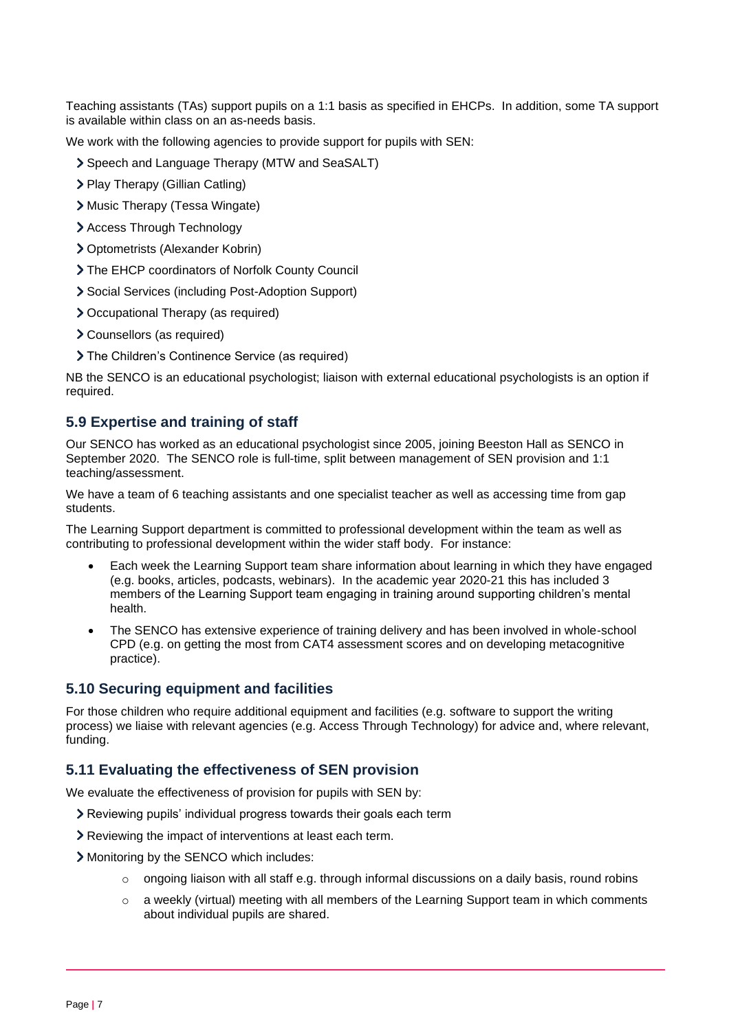Teaching assistants (TAs) support pupils on a 1:1 basis as specified in EHCPs. In addition, some TA support is available within class on an as-needs basis.

We work with the following agencies to provide support for pupils with SEN:

- Speech and Language Therapy (MTW and SeaSALT)
- Play Therapy (Gillian Catling)
- Music Therapy (Tessa Wingate)
- Access Through Technology
- Optometrists (Alexander Kobrin)
- The EHCP coordinators of Norfolk County Council
- Social Services (including Post-Adoption Support)
- Occupational Therapy (as required)
- Counsellors (as required)
- The Children's Continence Service (as required)

NB the SENCO is an educational psychologist; liaison with external educational psychologists is an option if required.

## 5.9 Expertise and training of staff

Our SENCO has worked as an educational psychologist since 2005, joining Beeston Hall as SENCO in September 2020. The SENCO role is full-time, split between management of SEN provision and 1:1 teaching/assessment.

We have a team of 6 teaching assistants and one specialist teacher as well as accessing time from gap students.

The Learning Support department is committed to professional development within the team as well as contributing to professional development within the wider staff body. For instance:

- Each week the Learning Support team share information about learning in which they have engaged (e.g. books, articles, podcasts, webinars). In the academic year 2020-21 this has included 3 members of the Learning Support team engaging in training around supporting children's mental health.
- The SENCO has extensive experience of training delivery and has been involved in whole-school CPD (e.g. on getting the most from CAT4 assessment scores and on developing metacognitive practice).

## 5.10 Securing equipment and facilities

For those children who require additional equipment and facilities (e.g. software to support the writing process) we liaise with relevant agencies (e.g. Access Through Technology) for advice and, where relevant, funding.

## 5.11 Evaluating the effectiveness of SEN provision

We evaluate the effectiveness of provision for pupils with SEN by:

- Reviewing pupils' individual progress towards their goals each term
- Reviewing the impact of interventions at least each term.
- Monitoring by the SENCO which includes:
  - ongoing liaison with all staff e.g. through informal discussions on a daily basis, round robins
  - a weekly (virtual) meeting with all members of the Learning Support team in which comments about individual pupils are shared.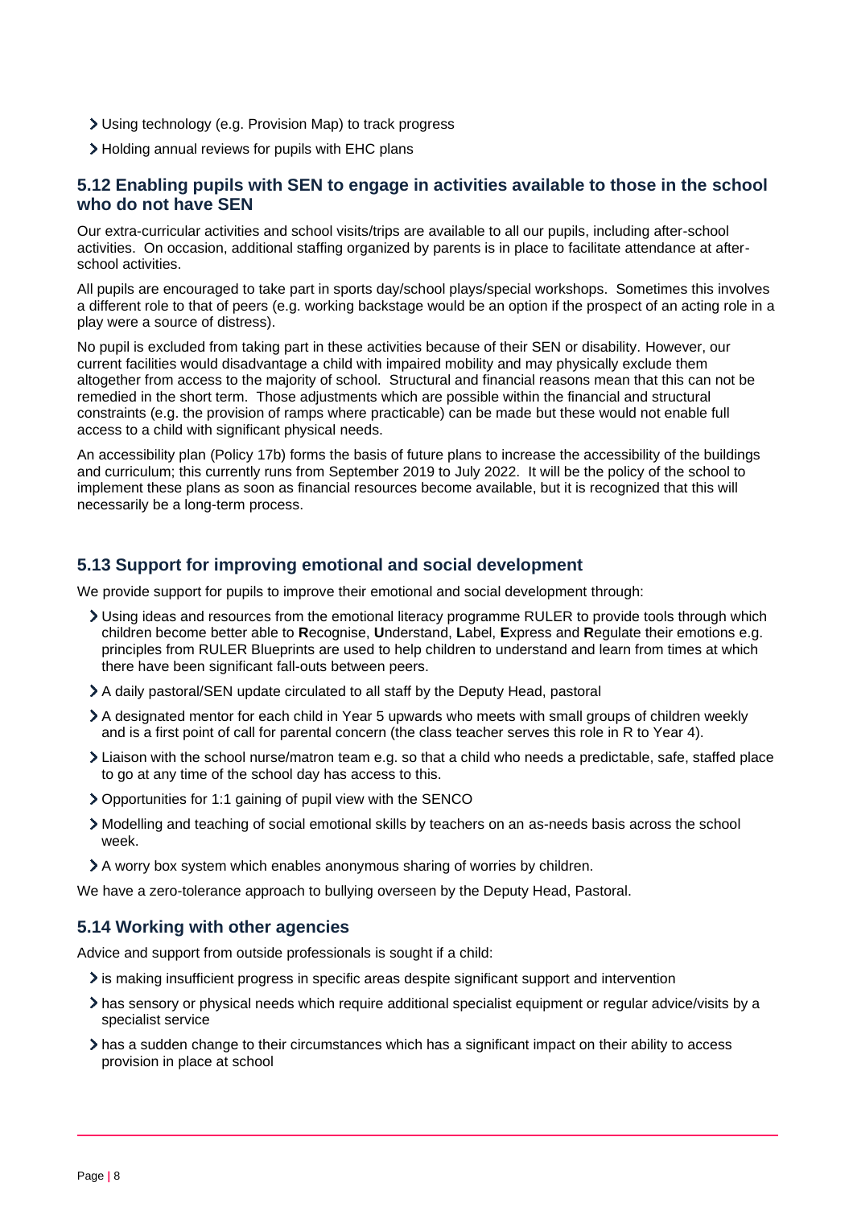- Using technology (e.g. Provision Map) to track progress
- Holding annual reviews for pupils with EHC plans

### 5.12 Enabling pupils with SEN to engage in activities available to those in the school who do not have SEN

Our extra-curricular activities and school visits/trips are available to all our pupils, including after-school activities. On occasion, additional staffing organized by parents is in place to facilitate attendance at after-school activities.

All pupils are encouraged to take part in sports day/school plays/special workshops. Sometimes this involves a different role to that of peers (e.g. working backstage would be an option if the prospect of an acting role in a play were a source of distress).

No pupil is excluded from taking part in these activities because of their SEN or disability. However, our current facilities would disadvantage a child with impaired mobility and may physically exclude them altogether from access to the majority of school. Structural and financial reasons mean that this can not be remedied in the short term. Those adjustments which are possible within the financial and structural constraints (e.g. the provision of ramps where practicable) can be made but these would not enable full access to a child with significant physical needs.

An accessibility plan (Policy 17b) forms the basis of future plans to increase the accessibility of the buildings and curriculum; this currently runs from September 2019 to July 2022. It will be the policy of the school to implement these plans as soon as financial resources become available, but it is recognized that this will necessarily be a long-term process.

### 5.13 Support for improving emotional and social development

We provide support for pupils to improve their emotional and social development through:

- Using ideas and resources from the emotional literacy programme RULER to provide tools through which children become better able to **R**ecognise, **U**nderstand, **L**abel, **E**xpress and **R**egulate their emotions e.g. principles from RULER Blueprints are used to help children to understand and learn from times at which there have been significant fall-outs between peers.
- A daily pastoral/SEN update circulated to all staff by the Deputy Head, pastoral
- A designated mentor for each child in Year 5 upwards who meets with small groups of children weekly and is a first point of call for parental concern (the class teacher serves this role in R to Year 4).
- Liaison with the school nurse/matron team e.g. so that a child who needs a predictable, safe, staffed place to go at any time of the school day has access to this.
- Opportunities for 1:1 gaining of pupil view with the SENCO
- Modelling and teaching of social emotional skills by teachers on an as-needs basis across the school week.
- A worry box system which enables anonymous sharing of worries by children.

We have a zero-tolerance approach to bullying overseen by the Deputy Head, Pastoral.

### 5.14 Working with other agencies

Advice and support from outside professionals is sought if a child:

- is making insufficient progress in specific areas despite significant support and intervention
- has sensory or physical needs which require additional specialist equipment or regular advice/visits by a specialist service
- has a sudden change to their circumstances which has a significant impact on their ability to access provision in place at school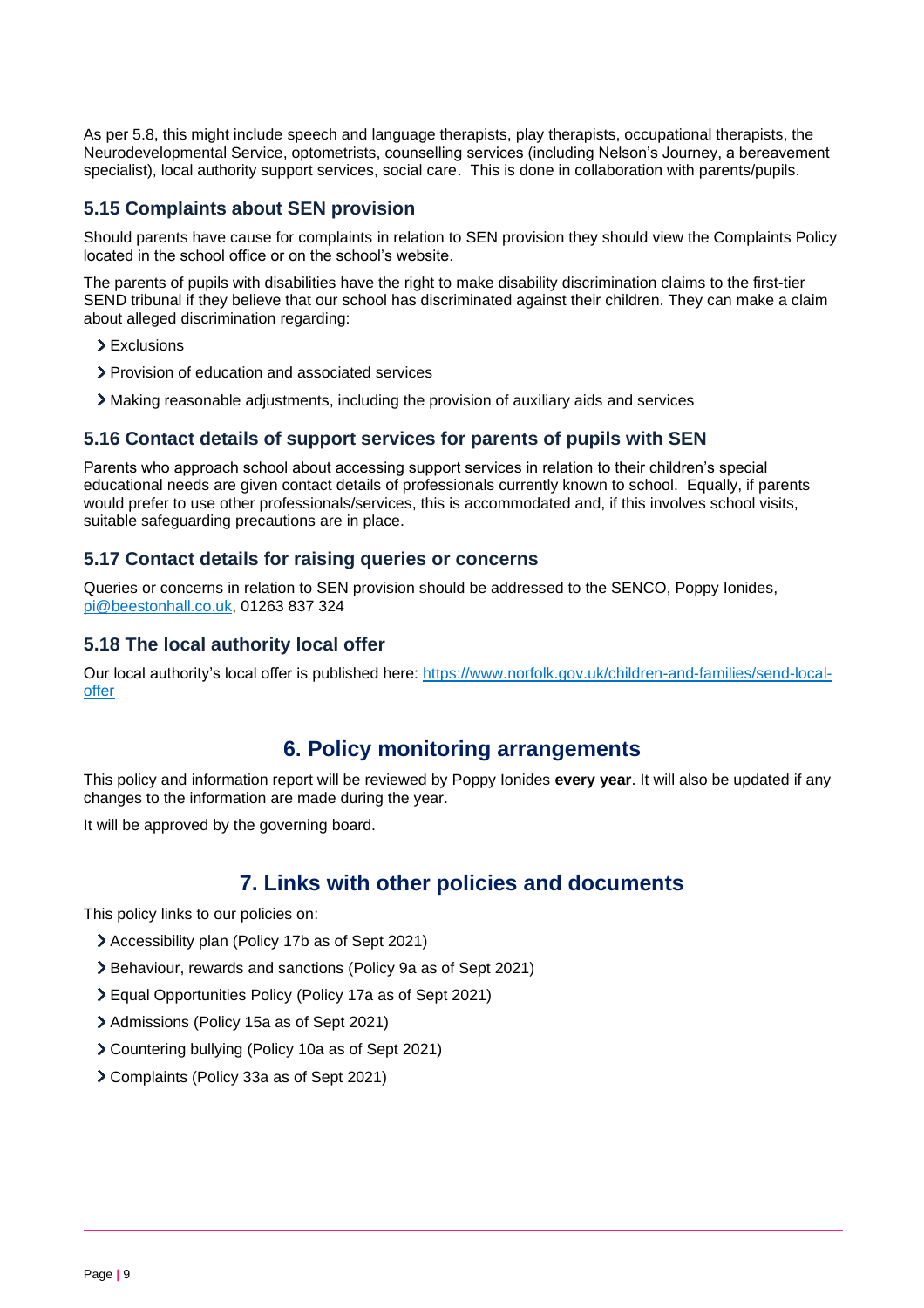As per 5.8, this might include speech and language therapists, play therapists, occupational therapists, the Neurodevelopmental Service, optometrists, counselling services (including Nelson's Journey, a bereavement specialist), local authority support services, social care. This is done in collaboration with parents/pupils.

### 5.15 Complaints about SEN provision

Should parents have cause for complaints in relation to SEN provision they should view the Complaints Policy located in the school office or on the school's website.

The parents of pupils with disabilities have the right to make disability discrimination claims to the first-tier SEND tribunal if they believe that our school has discriminated against their children. They can make a claim about alleged discrimination regarding:

- Exclusions
- Provision of education and associated services
- Making reasonable adjustments, including the provision of auxiliary aids and services

### 5.16 Contact details of support services for parents of pupils with SEN

Parents who approach school about accessing support services in relation to their children's special educational needs are given contact details of professionals currently known to school. Equally, if parents would prefer to use other professionals/services, this is accommodated and, if this involves school visits, suitable safeguarding precautions are in place.

### 5.17 Contact details for raising queries or concerns

Queries or concerns in relation to SEN provision should be addressed to the SENCO, Poppy Ionides, [pi@beestonhall.co.uk](mailto:pi@beestonhall.co.uk), 01263 837 324

### 5.18 The local authority local offer

Our local authority's local offer is published here: [https://www.norfolk.gov.uk/children-and-families/send-local-offer](https://www.norfolk.gov.uk/children-and-families/send-local-offer)

## 6. Policy monitoring arrangements

This policy and information report will be reviewed by Poppy Ionides **every year**. It will also be updated if any changes to the information are made during the year.

It will be approved by the governing board.

## 7. Links with other policies and documents

This policy links to our policies on:

- Accessibility plan (Policy 17b as of Sept 2021)
- Behaviour, rewards and sanctions (Policy 9a as of Sept 2021)
- Equal Opportunities Policy (Policy 17a as of Sept 2021)
- Admissions (Policy 15a as of Sept 2021)
- Countering bullying (Policy 10a as of Sept 2021)
- Complaints (Policy 33a as of Sept 2021)